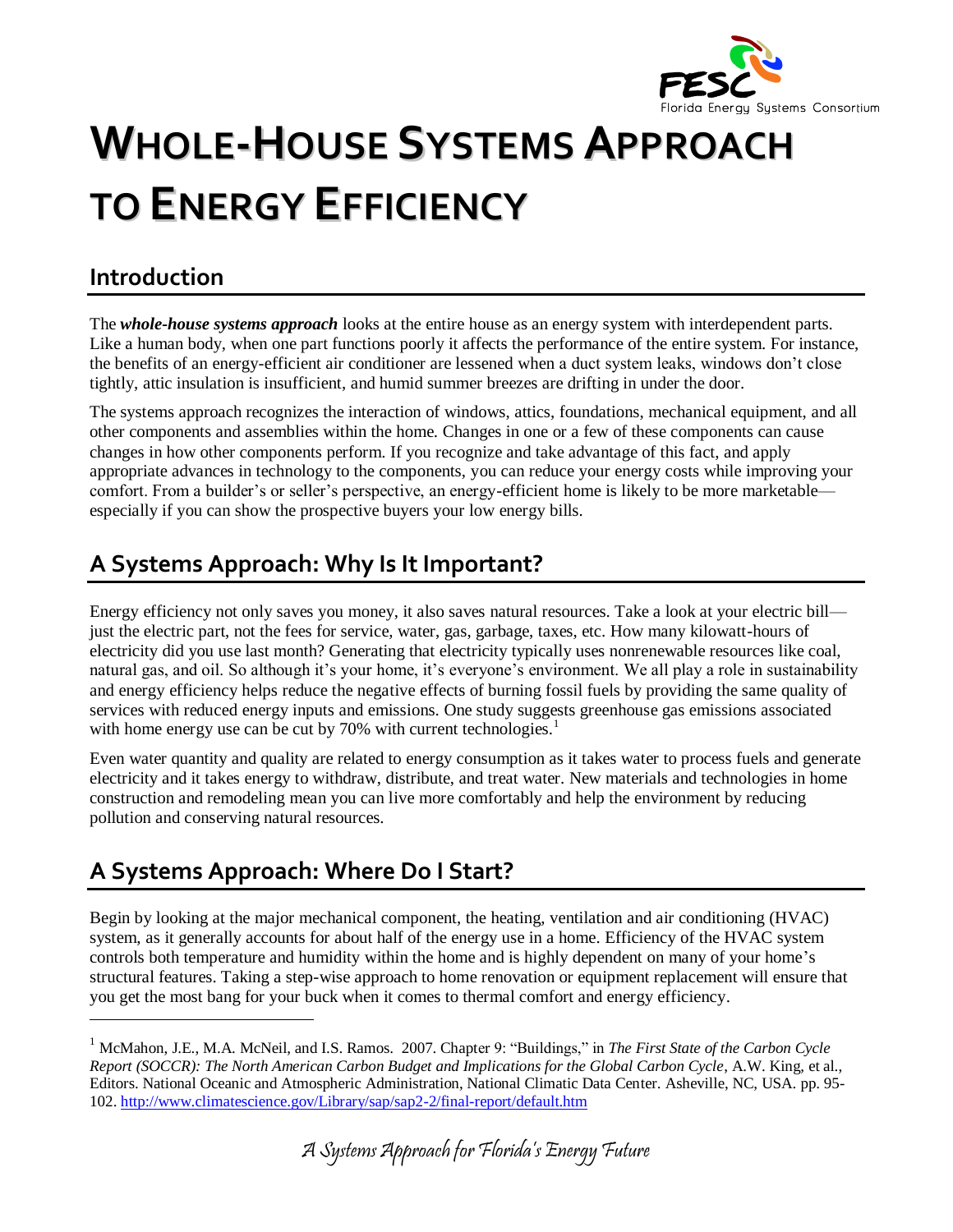# WHOLE-HOUSE SYSTEMS APPROACH TO ENERGY EFFICIENCY

## Introduction

The ***whole-house systems approach*** looks at the entire house as an energy system with interdependent parts. Like a human body, when one part functions poorly it affects the performance of the entire system. For instance, the benefits of an energy-efficient air conditioner are lessened when a duct system leaks, windows don't close tightly, attic insulation is insufficient, and humid summer breezes are drifting in under the door.

The systems approach recognizes the interaction of windows, attics, foundations, mechanical equipment, and all other components and assemblies within the home. Changes in one or a few of these components can cause changes in how other components perform. If you recognize and take advantage of this fact, and apply appropriate advances in technology to the components, you can reduce your energy costs while improving your comfort. From a builder's or seller's perspective, an energy-efficient home is likely to be more marketable—especially if you can show the prospective buyers your low energy bills.

## A Systems Approach: Why Is It Important?

Energy efficiency not only saves you money, it also saves natural resources. Take a look at your electric bill—just the electric part, not the fees for service, water, gas, garbage, taxes, etc. How many kilowatt-hours of electricity did you use last month? Generating that electricity typically uses nonrenewable resources like coal, natural gas, and oil. So although it's your home, it's everyone's environment. We all play a role in sustainability and energy efficiency helps reduce the negative effects of burning fossil fuels by providing the same quality of services with reduced energy inputs and emissions. One study suggests greenhouse gas emissions associated with home energy use can be cut by 70% with current technologies.[1]

Even water quantity and quality are related to energy consumption as it takes water to process fuels and generate electricity and it takes energy to withdraw, distribute, and treat water. New materials and technologies in home construction and remodeling mean you can live more comfortably and help the environment by reducing pollution and conserving natural resources.

## A Systems Approach: Where Do I Start?

Begin by looking at the major mechanical component, the heating, ventilation and air conditioning (HVAC) system, as it generally accounts for about half of the energy use in a home. Efficiency of the HVAC system controls both temperature and humidity within the home and is highly dependent on many of your home's structural features. Taking a step-wise approach to home renovation or equipment replacement will ensure that you get the most bang for your buck when it comes to thermal comfort and energy efficiency.

---

[1] McMahon, J.E., M.A. McNeil, and I.S. Ramos. 2007. Chapter 9: "Buildings," in *The First State of the Carbon Cycle Report (SOCCR): The North American Carbon Budget and Implications for the Global Carbon Cycle*, A.W. King, et al., Editors. National Oceanic and Atmospheric Administration, National Climatic Data Center. Asheville, NC, USA. pp. 95-102. http://www.climatescience.gov/Library/sap/sap2-2/final-report/default.htm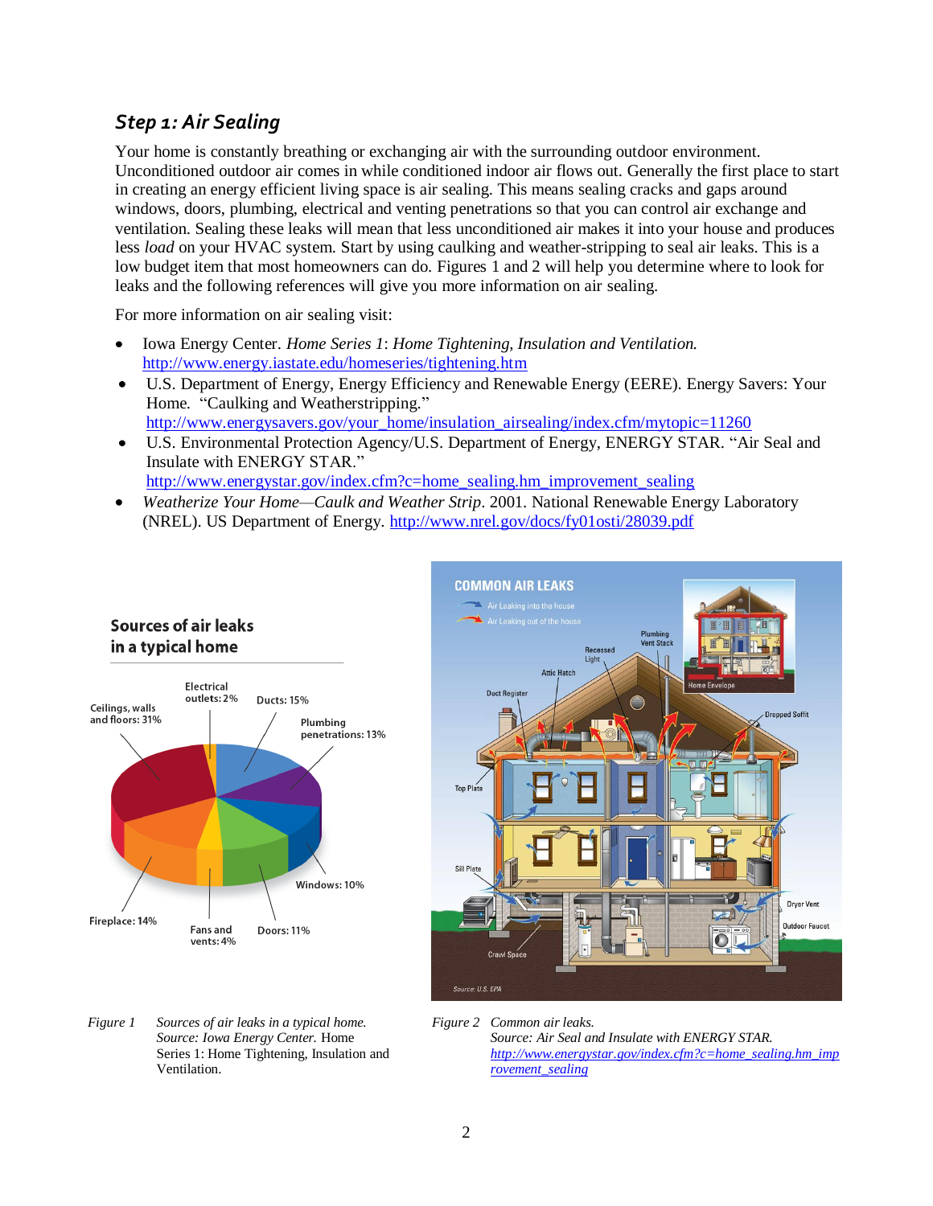### *Step 1: Air Sealing*

Your home is constantly breathing or exchanging air with the surrounding outdoor environment. Unconditioned outdoor air comes in while conditioned indoor air flows out. Generally the first place to start in creating an energy efficient living space is air sealing. This means sealing cracks and gaps around windows, doors, plumbing, electrical and venting penetrations so that you can control air exchange and ventilation. Sealing these leaks will mean that less unconditioned air makes it into your house and produces less *load* on your HVAC system. Start by using caulking and weather-stripping to seal air leaks. This is a low budget item that most homeowners can do. Figures 1 and 2 will help you determine where to look for leaks and the following references will give you more information on air sealing.

For more information on air sealing visit:

- Iowa Energy Center. *Home Series 1*: *Home Tightening, Insulation and Ventilation.* http://www.energy.iastate.edu/homeseries/tightening.htm
- U.S. Department of Energy, Energy Efficiency and Renewable Energy (EERE). Energy Savers: Your Home. "Caulking and Weatherstripping." http://www.energysavers.gov/your_home/insulation_airsealing/index.cfm/mytopic=11260
- U.S. Environmental Protection Agency/U.S. Department of Energy, ENERGY STAR. "Air Seal and Insulate with ENERGY STAR." http://www.energystar.gov/index.cfm?c=home_sealing.hm_improvement_sealing
- *Weatherize Your Home—Caulk and Weather Strip*. 2001. National Renewable Energy Laboratory (NREL). US Department of Energy. http://www.nrel.gov/docs/fy01osti/28039.pdf

**Sources of air leaks in a typical home**

| Source | Percentage |
|---|---|
| Ceilings, walls and floors | 31% |
| Electrical outlets | 2% |
| Ducts | 15% |
| Plumbing penetrations | 13% |
| Windows | 10% |
| Doors | 11% |
| Fans and vents | 4% |
| Fireplace | 14% |

*Figure 1* *Sources of air leaks in a typical home. Source: Iowa Energy Center.* Home Series 1: Home Tightening, Insulation and Ventilation.

*Figure 2* *Common air leaks. Source: Air Seal and Insulate with ENERGY STAR. http://www.energystar.gov/index.cfm?c=home_sealing.hm_improvement_sealing*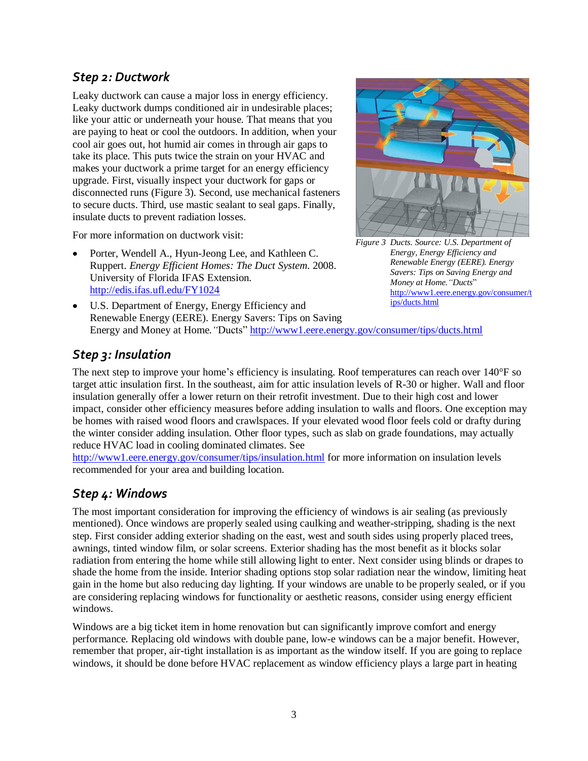## Step 2: Ductwork

Leaky ductwork can cause a major loss in energy efficiency. Leaky ductwork dumps conditioned air in undesirable places; like your attic or underneath your house. That means that you are paying to heat or cool the outdoors. In addition, when your cool air goes out, hot humid air comes in through air gaps to take its place. This puts twice the strain on your HVAC and makes your ductwork a prime target for an energy efficiency upgrade. First, visually inspect your ductwork for gaps or disconnected runs (Figure 3). Second, use mechanical fasteners to secure ducts. Third, use mastic sealant to seal gaps. Finally, insulate ducts to prevent radiation losses.

*Figure 3 Ducts. Source: U.S. Department of Energy, Energy Efficiency and Renewable Energy (EERE). Energy Savers: Tips on Saving Energy and Money at Home. "Ducts"* http://www1.eere.energy.gov/consumer/tips/ducts.html

For more information on ductwork visit:

- Porter, Wendell A., Hyun-Jeong Lee, and Kathleen C. Ruppert. *Energy Efficient Homes: The Duct System*. 2008. University of Florida IFAS Extension. http://edis.ifas.ufl.edu/FY1024
- U.S. Department of Energy, Energy Efficiency and Renewable Energy (EERE). Energy Savers: Tips on Saving Energy and Money at Home. "Ducts" http://www1.eere.energy.gov/consumer/tips/ducts.html

## Step 3: Insulation

The next step to improve your home's efficiency is insulating. Roof temperatures can reach over 140°F so target attic insulation first. In the southeast, aim for attic insulation levels of R-30 or higher. Wall and floor insulation generally offer a lower return on their retrofit investment. Due to their high cost and lower impact, consider other efficiency measures before adding insulation to walls and floors. One exception may be homes with raised wood floors and crawlspaces. If your elevated wood floor feels cold or drafty during the winter consider adding insulation. Other floor types, such as slab on grade foundations, may actually reduce HVAC load in cooling dominated climates. See http://www1.eere.energy.gov/consumer/tips/insulation.html for more information on insulation levels recommended for your area and building location.

## Step 4: Windows

The most important consideration for improving the efficiency of windows is air sealing (as previously mentioned). Once windows are properly sealed using caulking and weather-stripping, shading is the next step. First consider adding exterior shading on the east, west and south sides using properly placed trees, awnings, tinted window film, or solar screens. Exterior shading has the most benefit as it blocks solar radiation from entering the home while still allowing light to enter. Next consider using blinds or drapes to shade the home from the inside. Interior shading options stop solar radiation near the window, limiting heat gain in the home but also reducing day lighting. If your windows are unable to be properly sealed, or if you are considering replacing windows for functionality or aesthetic reasons, consider using energy efficient windows.

Windows are a big ticket item in home renovation but can significantly improve comfort and energy performance. Replacing old windows with double pane, low-e windows can be a major benefit. However, remember that proper, air-tight installation is as important as the window itself. If you are going to replace windows, it should be done before HVAC replacement as window efficiency plays a large part in heating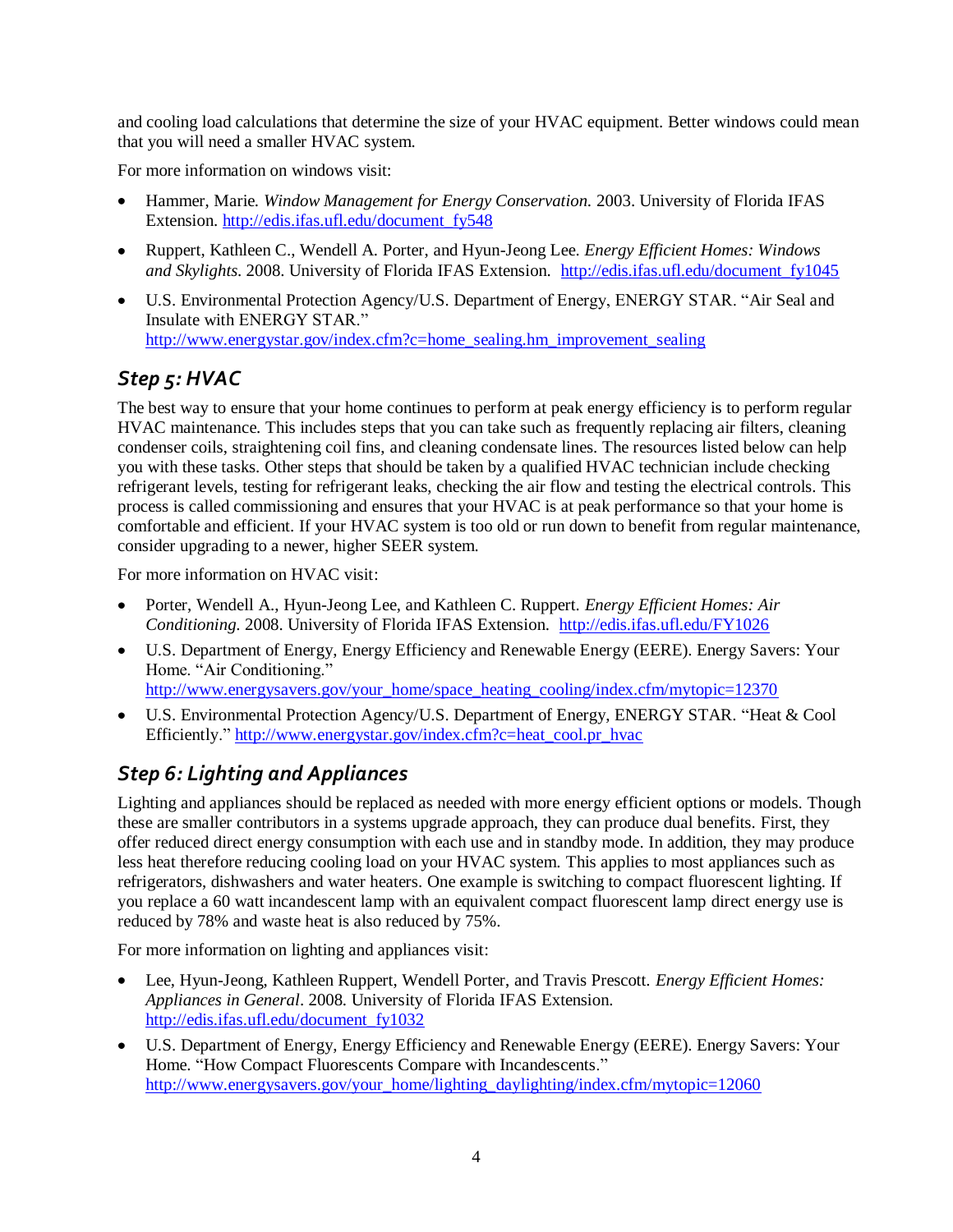and cooling load calculations that determine the size of your HVAC equipment. Better windows could mean that you will need a smaller HVAC system.

For more information on windows visit:

- Hammer, Marie. *Window Management for Energy Conservation.* 2003. University of Florida IFAS Extension. http://edis.ifas.ufl.edu/document_fy548
- Ruppert, Kathleen C., Wendell A. Porter, and Hyun-Jeong Lee. *Energy Efficient Homes: Windows and Skylights*. 2008. University of Florida IFAS Extension. http://edis.ifas.ufl.edu/document_fy1045
- U.S. Environmental Protection Agency/U.S. Department of Energy, ENERGY STAR. "Air Seal and Insulate with ENERGY STAR." http://www.energystar.gov/index.cfm?c=home_sealing.hm_improvement_sealing

## Step 5: HVAC

The best way to ensure that your home continues to perform at peak energy efficiency is to perform regular HVAC maintenance. This includes steps that you can take such as frequently replacing air filters, cleaning condenser coils, straightening coil fins, and cleaning condensate lines. The resources listed below can help you with these tasks. Other steps that should be taken by a qualified HVAC technician include checking refrigerant levels, testing for refrigerant leaks, checking the air flow and testing the electrical controls. This process is called commissioning and ensures that your HVAC is at peak performance so that your home is comfortable and efficient. If your HVAC system is too old or run down to benefit from regular maintenance, consider upgrading to a newer, higher SEER system.

For more information on HVAC visit:

- Porter, Wendell A., Hyun-Jeong Lee, and Kathleen C. Ruppert. *Energy Efficient Homes: Air Conditioning*. 2008. University of Florida IFAS Extension. http://edis.ifas.ufl.edu/FY1026
- U.S. Department of Energy, Energy Efficiency and Renewable Energy (EERE). Energy Savers: Your Home. "Air Conditioning." http://www.energysavers.gov/your_home/space_heating_cooling/index.cfm/mytopic=12370
- U.S. Environmental Protection Agency/U.S. Department of Energy, ENERGY STAR. "Heat & Cool Efficiently." http://www.energystar.gov/index.cfm?c=heat_cool.pr_hvac

## Step 6: Lighting and Appliances

Lighting and appliances should be replaced as needed with more energy efficient options or models. Though these are smaller contributors in a systems upgrade approach, they can produce dual benefits. First, they offer reduced direct energy consumption with each use and in standby mode. In addition, they may produce less heat therefore reducing cooling load on your HVAC system. This applies to most appliances such as refrigerators, dishwashers and water heaters. One example is switching to compact fluorescent lighting. If you replace a 60 watt incandescent lamp with an equivalent compact fluorescent lamp direct energy use is reduced by 78% and waste heat is also reduced by 75%.

For more information on lighting and appliances visit:

- Lee, Hyun-Jeong, Kathleen Ruppert, Wendell Porter, and Travis Prescott. *Energy Efficient Homes: Appliances in General*. 2008. University of Florida IFAS Extension. http://edis.ifas.ufl.edu/document_fy1032
- U.S. Department of Energy, Energy Efficiency and Renewable Energy (EERE). Energy Savers: Your Home. "How Compact Fluorescents Compare with Incandescents." http://www.energysavers.gov/your_home/lighting_daylighting/index.cfm/mytopic=12060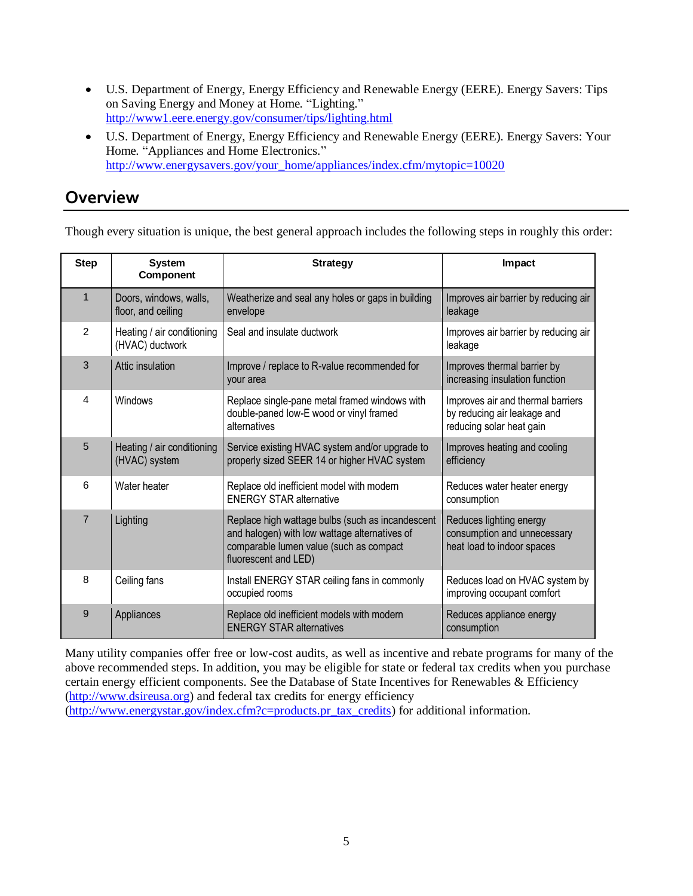- U.S. Department of Energy, Energy Efficiency and Renewable Energy (EERE). Energy Savers: Tips on Saving Energy and Money at Home. "Lighting." http://www1.eere.energy.gov/consumer/tips/lighting.html
- U.S. Department of Energy, Energy Efficiency and Renewable Energy (EERE). Energy Savers: Your Home. "Appliances and Home Electronics." http://www.energysavers.gov/your_home/appliances/index.cfm/mytopic=10020

## Overview

Though every situation is unique, the best general approach includes the following steps in roughly this order:

| Step | System Component | Strategy | Impact |
|---|---|---|---|
| 1 | Doors, windows, walls, floor, and ceiling | Weatherize and seal any holes or gaps in building envelope | Improves air barrier by reducing air leakage |
| 2 | Heating / air conditioning (HVAC) ductwork | Seal and insulate ductwork | Improves air barrier by reducing air leakage |
| 3 | Attic insulation | Improve / replace to R-value recommended for your area | Improves thermal barrier by increasing insulation function |
| 4 | Windows | Replace single-pane metal framed windows with double-paned low-E wood or vinyl framed alternatives | Improves air and thermal barriers by reducing air leakage and reducing solar heat gain |
| 5 | Heating / air conditioning (HVAC) system | Service existing HVAC system and/or upgrade to properly sized SEER 14 or higher HVAC system | Improves heating and cooling efficiency |
| 6 | Water heater | Replace old inefficient model with modern ENERGY STAR alternative | Reduces water heater energy consumption |
| 7 | Lighting | Replace high wattage bulbs (such as incandescent and halogen) with low wattage alternatives of comparable lumen value (such as compact fluorescent and LED) | Reduces lighting energy consumption and unnecessary heat load to indoor spaces |
| 8 | Ceiling fans | Install ENERGY STAR ceiling fans in commonly occupied rooms | Reduces load on HVAC system by improving occupant comfort |
| 9 | Appliances | Replace old inefficient models with modern ENERGY STAR alternatives | Reduces appliance energy consumption |

Many utility companies offer free or low-cost audits, as well as incentive and rebate programs for many of the above recommended steps. In addition, you may be eligible for state or federal tax credits when you purchase certain energy efficient components. See the Database of State Incentives for Renewables & Efficiency (http://www.dsireusa.org) and federal tax credits for energy efficiency (http://www.energystar.gov/index.cfm?c=products.pr_tax_credits) for additional information.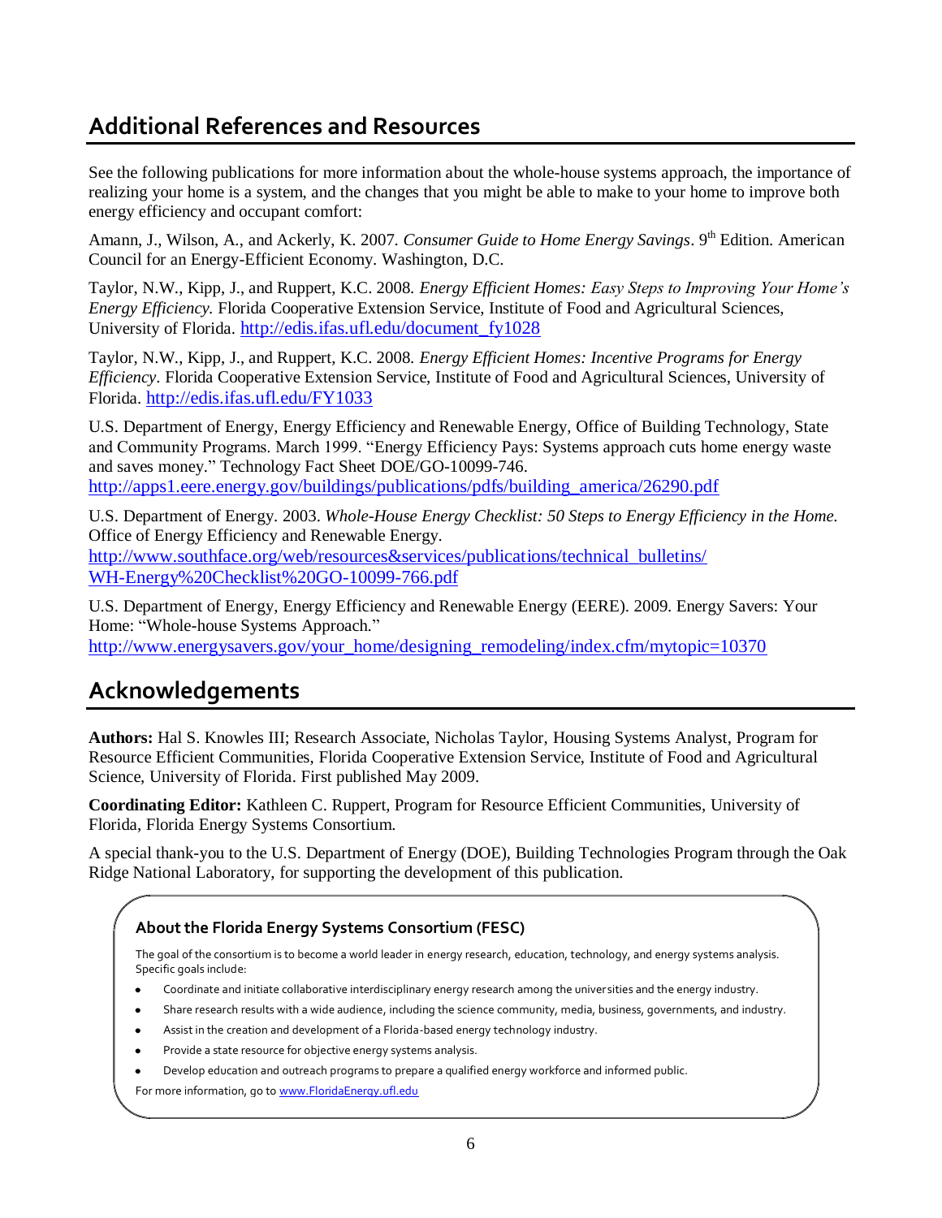## Additional References and Resources

See the following publications for more information about the whole-house systems approach, the importance of realizing your home is a system, and the changes that you might be able to make to your home to improve both energy efficiency and occupant comfort:

Amann, J., Wilson, A., and Ackerly, K. 2007. *Consumer Guide to Home Energy Savings*. 9th Edition. American Council for an Energy-Efficient Economy. Washington, D.C.

Taylor, N.W., Kipp, J., and Ruppert, K.C. 2008. *Energy Efficient Homes: Easy Steps to Improving Your Home's Energy Efficiency.* Florida Cooperative Extension Service, Institute of Food and Agricultural Sciences, University of Florida. http://edis.ifas.ufl.edu/document_fy1028

Taylor, N.W., Kipp, J., and Ruppert, K.C. 2008. *Energy Efficient Homes: Incentive Programs for Energy Efficiency*. Florida Cooperative Extension Service, Institute of Food and Agricultural Sciences, University of Florida. http://edis.ifas.ufl.edu/FY1033

U.S. Department of Energy, Energy Efficiency and Renewable Energy, Office of Building Technology, State and Community Programs. March 1999. "Energy Efficiency Pays: Systems approach cuts home energy waste and saves money." Technology Fact Sheet DOE/GO-10099-746. http://apps1.eere.energy.gov/buildings/publications/pdfs/building_america/26290.pdf

U.S. Department of Energy. 2003. *Whole-House Energy Checklist: 50 Steps to Energy Efficiency in the Home.* Office of Energy Efficiency and Renewable Energy. http://www.southface.org/web/resources&services/publications/technical_bulletins/WH-Energy%20Checklist%20GO-10099-766.pdf

U.S. Department of Energy, Energy Efficiency and Renewable Energy (EERE). 2009. Energy Savers: Your Home: "Whole-house Systems Approach." http://www.energysavers.gov/your_home/designing_remodeling/index.cfm/mytopic=10370

## Acknowledgements

**Authors:** Hal S. Knowles III; Research Associate, Nicholas Taylor, Housing Systems Analyst, Program for Resource Efficient Communities, Florida Cooperative Extension Service, Institute of Food and Agricultural Science, University of Florida. First published May 2009.

**Coordinating Editor:** Kathleen C. Ruppert, Program for Resource Efficient Communities, University of Florida, Florida Energy Systems Consortium.

A special thank-you to the U.S. Department of Energy (DOE), Building Technologies Program through the Oak Ridge National Laboratory, for supporting the development of this publication.

### About the Florida Energy Systems Consortium (FESC)

The goal of the consortium is to become a world leader in energy research, education, technology, and energy systems analysis. Specific goals include:

- Coordinate and initiate collaborative interdisciplinary energy research among the universities and the energy industry.
- Share research results with a wide audience, including the science community, media, business, governments, and industry.
- Assist in the creation and development of a Florida-based energy technology industry.
- Provide a state resource for objective energy systems analysis.
- Develop education and outreach programs to prepare a qualified energy workforce and informed public.

For more information, go to www.FloridaEnergy.ufl.edu